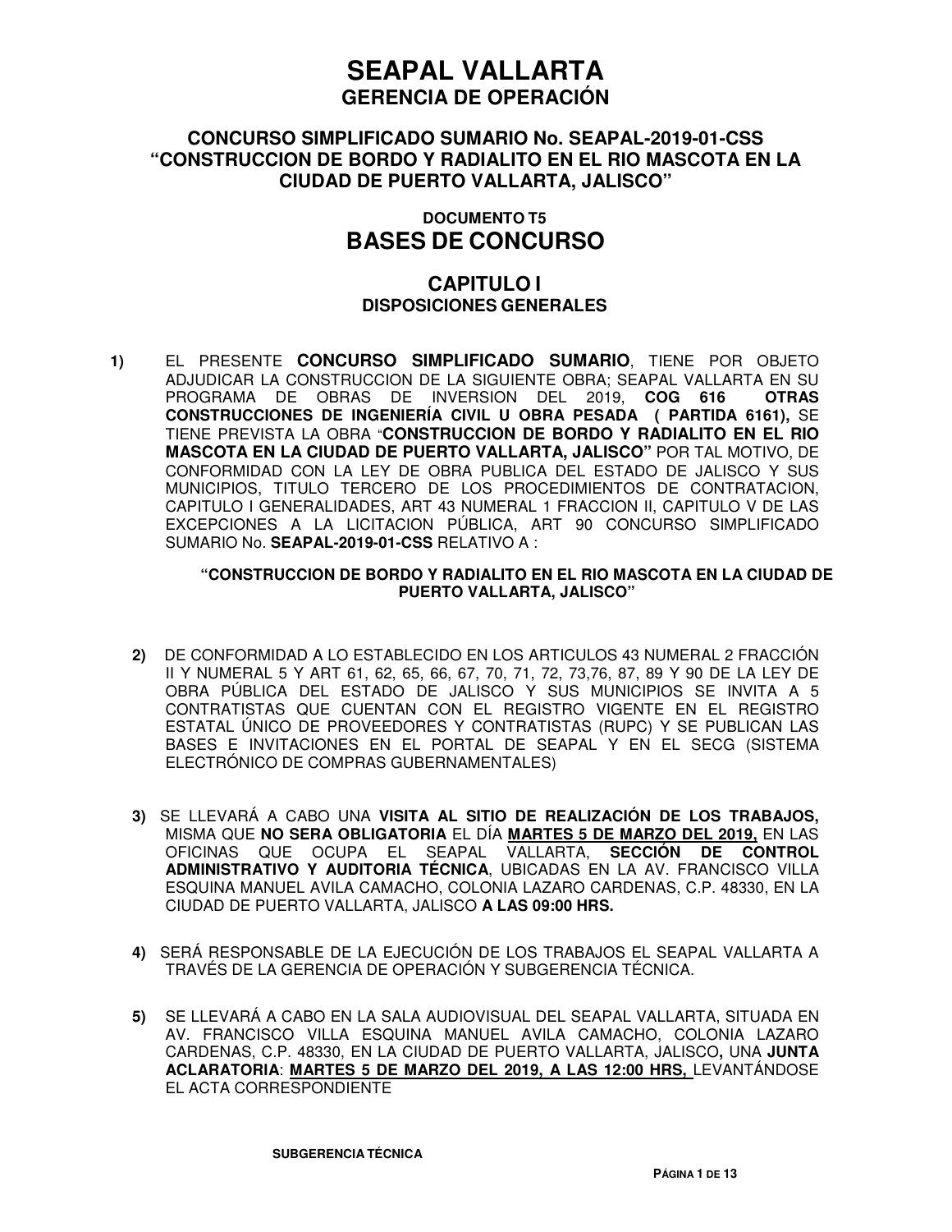# SEAPAL VALLARTA
## GERENCIA DE OPERACIÓN

### CONCURSO SIMPLIFICADO SUMARIO No. SEAPAL-2019-01-CSS "CONSTRUCCION DE BORDO Y RADIALITO EN EL RIO MASCOTA EN LA CIUDAD DE PUERTO VALLARTA, JALISCO"

#### DOCUMENTO T5
## BASES DE CONCURSO

## CAPITULO I
### DISPOSICIONES GENERALES

**1)** EL PRESENTE **CONCURSO SIMPLIFICADO SUMARIO**, TIENE POR OBJETO ADJUDICAR LA CONSTRUCCION DE LA SIGUIENTE OBRA; SEAPAL VALLARTA EN SU PROGRAMA DE OBRAS DE INVERSION DEL 2019, **COG 616 OTRAS CONSTRUCCIONES DE INGENIERÍA CIVIL U OBRA PESADA ( PARTIDA 6161),** SE TIENE PREVISTA LA OBRA "**CONSTRUCCION DE BORDO Y RADIALITO EN EL RIO MASCOTA EN LA CIUDAD DE PUERTO VALLARTA, JALISCO"** POR TAL MOTIVO, DE CONFORMIDAD CON LA LEY DE OBRA PUBLICA DEL ESTADO DE JALISCO Y SUS MUNICIPIOS, TITULO TERCERO DE LOS PROCEDIMIENTOS DE CONTRATACION, CAPITULO I GENERALIDADES, ART 43 NUMERAL 1 FRACCION II, CAPITULO V DE LAS EXCEPCIONES A LA LICITACION PÚBLICA, ART 90 CONCURSO SIMPLIFICADO SUMARIO No. **SEAPAL-2019-01-CSS** RELATIVO A :

**"CONSTRUCCION DE BORDO Y RADIALITO EN EL RIO MASCOTA EN LA CIUDAD DE PUERTO VALLARTA, JALISCO"**

**2)** DE CONFORMIDAD A LO ESTABLECIDO EN LOS ARTICULOS 43 NUMERAL 2 FRACCIÓN II Y NUMERAL 5 Y ART 61, 62, 65, 66, 67, 70, 71, 72, 73,76, 87, 89 Y 90 DE LA LEY DE OBRA PÚBLICA DEL ESTADO DE JALISCO Y SUS MUNICIPIOS SE INVITA A 5 CONTRATISTAS QUE CUENTAN CON EL REGISTRO VIGENTE EN EL REGISTRO ESTATAL ÚNICO DE PROVEEDORES Y CONTRATISTAS (RUPC) Y SE PUBLICAN LAS BASES E INVITACIONES EN EL PORTAL DE SEAPAL Y EN EL SECG (SISTEMA ELECTRÓNICO DE COMPRAS GUBERNAMENTALES)

**3)** SE LLEVARÁ A CABO UNA **VISITA AL SITIO DE REALIZACIÓN DE LOS TRABAJOS,** MISMA QUE **NO SERA OBLIGATORIA** EL DÍA **MARTES 5 DE MARZO DEL 2019,** EN LAS OFICINAS QUE OCUPA EL SEAPAL VALLARTA, **SECCIÓN DE CONTROL ADMINISTRATIVO Y AUDITORIA TÉCNICA**, UBICADAS EN LA AV. FRANCISCO VILLA ESQUINA MANUEL AVILA CAMACHO, COLONIA LAZARO CARDENAS, C.P. 48330, EN LA CIUDAD DE PUERTO VALLARTA, JALISCO **A LAS 09:00 HRS.**

**4)** SERÁ RESPONSABLE DE LA EJECUCIÓN DE LOS TRABAJOS EL SEAPAL VALLARTA A TRAVÉS DE LA GERENCIA DE OPERACIÓN Y SUBGERENCIA TÉCNICA.

**5)** SE LLEVARÁ A CABO EN LA SALA AUDIOVISUAL DEL SEAPAL VALLARTA, SITUADA EN AV. FRANCISCO VILLA ESQUINA MANUEL AVILA CAMACHO, COLONIA LAZARO CARDENAS, C.P. 48330, EN LA CIUDAD DE PUERTO VALLARTA, JALISCO**,** UNA **JUNTA ACLARATORIA**: **MARTES 5 DE MARZO DEL 2019, A LAS 12:00 HRS,** LEVANTÁNDOSE EL ACTA CORRESPONDIENTE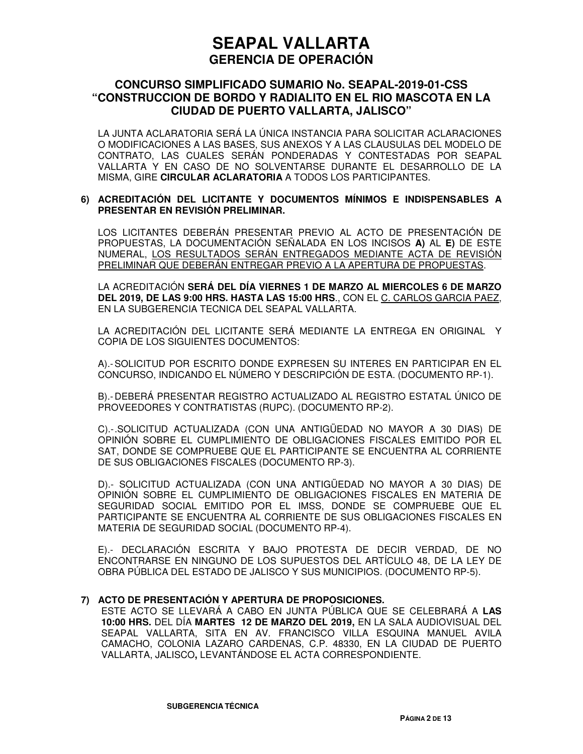# SEAPAL VALLARTA
## GERENCIA DE OPERACIÓN

### CONCURSO SIMPLIFICADO SUMARIO No. SEAPAL-2019-01-CSS "CONSTRUCCION DE BORDO Y RADIALITO EN EL RIO MASCOTA EN LA CIUDAD DE PUERTO VALLARTA, JALISCO"

LA JUNTA ACLARATORIA SERÁ LA ÚNICA INSTANCIA PARA SOLICITAR ACLARACIONES O MODIFICACIONES A LAS BASES, SUS ANEXOS Y A LAS CLAUSULAS DEL MODELO DE CONTRATO, LAS CUALES SERÁN PONDERADAS Y CONTESTADAS POR SEAPAL VALLARTA Y EN CASO DE NO SOLVENTARSE DURANTE EL DESARROLLO DE LA MISMA, GIRE **CIRCULAR ACLARATORIA** A TODOS LOS PARTICIPANTES.

**6) ACREDITACIÓN DEL LICITANTE Y DOCUMENTOS MÍNIMOS E INDISPENSABLES A PRESENTAR EN REVISIÓN PRELIMINAR.**

LOS LICITANTES DEBERÁN PRESENTAR PREVIO AL ACTO DE PRESENTACIÓN DE PROPUESTAS, LA DOCUMENTACIÓN SEÑALADA EN LOS INCISOS **A)** AL **E)** DE ESTE NUMERAL, LOS RESULTADOS SERÁN ENTREGADOS MEDIANTE ACTA DE REVISIÓN PRELIMINAR QUE DEBERÁN ENTREGAR PREVIO A LA APERTURA DE PROPUESTAS.

LA ACREDITACIÓN **SERÁ DEL DÍA VIERNES 1 DE MARZO AL MIERCOLES 6 DE MARZO DEL 2019, DE LAS 9:00 HRS. HASTA LAS 15:00 HRS**., CON EL C. CARLOS GARCIA PAEZ, EN LA SUBGERENCIA TECNICA DEL SEAPAL VALLARTA.

LA ACREDITACIÓN DEL LICITANTE SERÁ MEDIANTE LA ENTREGA EN ORIGINAL Y COPIA DE LOS SIGUIENTES DOCUMENTOS:

A).- SOLICITUD POR ESCRITO DONDE EXPRESEN SU INTERES EN PARTICIPAR EN EL CONCURSO, INDICANDO EL NÚMERO Y DESCRIPCIÓN DE ESTA. (DOCUMENTO RP-1).

B).- DEBERÁ PRESENTAR REGISTRO ACTUALIZADO AL REGISTRO ESTATAL ÚNICO DE PROVEEDORES Y CONTRATISTAS (RUPC). (DOCUMENTO RP-2).

C).-.SOLICITUD ACTUALIZADA (CON UNA ANTIGÜEDAD NO MAYOR A 30 DIAS) DE OPINIÓN SOBRE EL CUMPLIMIENTO DE OBLIGACIONES FISCALES EMITIDO POR EL SAT, DONDE SE COMPRUEBE QUE EL PARTICIPANTE SE ENCUENTRA AL CORRIENTE DE SUS OBLIGACIONES FISCALES (DOCUMENTO RP-3).

D).- SOLICITUD ACTUALIZADA (CON UNA ANTIGÜEDAD NO MAYOR A 30 DIAS) DE OPINIÓN SOBRE EL CUMPLIMIENTO DE OBLIGACIONES FISCALES EN MATERIA DE SEGURIDAD SOCIAL EMITIDO POR EL IMSS, DONDE SE COMPRUEBE QUE EL PARTICIPANTE SE ENCUENTRA AL CORRIENTE DE SUS OBLIGACIONES FISCALES EN MATERIA DE SEGURIDAD SOCIAL (DOCUMENTO RP-4).

E).- DECLARACIÓN ESCRITA Y BAJO PROTESTA DE DECIR VERDAD, DE NO ENCONTRARSE EN NINGUNO DE LOS SUPUESTOS DEL ARTÍCULO 48, DE LA LEY DE OBRA PÚBLICA DEL ESTADO DE JALISCO Y SUS MUNICIPIOS. (DOCUMENTO RP-5).

**7) ACTO DE PRESENTACIÓN Y APERTURA DE PROPOSICIONES.**

ESTE ACTO SE LLEVARÁ A CABO EN JUNTA PÚBLICA QUE SE CELEBRARÁ A **LAS 10:00 HRS.** DEL DÍA **MARTES 12 DE MARZO DEL 2019,** EN LA SALA AUDIOVISUAL DEL SEAPAL VALLARTA, SITA EN AV. FRANCISCO VILLA ESQUINA MANUEL AVILA CAMACHO, COLONIA LAZARO CARDENAS, C.P. 48330, EN LA CIUDAD DE PUERTO VALLARTA, JALISCO**,** LEVANTÁNDOSE EL ACTA CORRESPONDIENTE.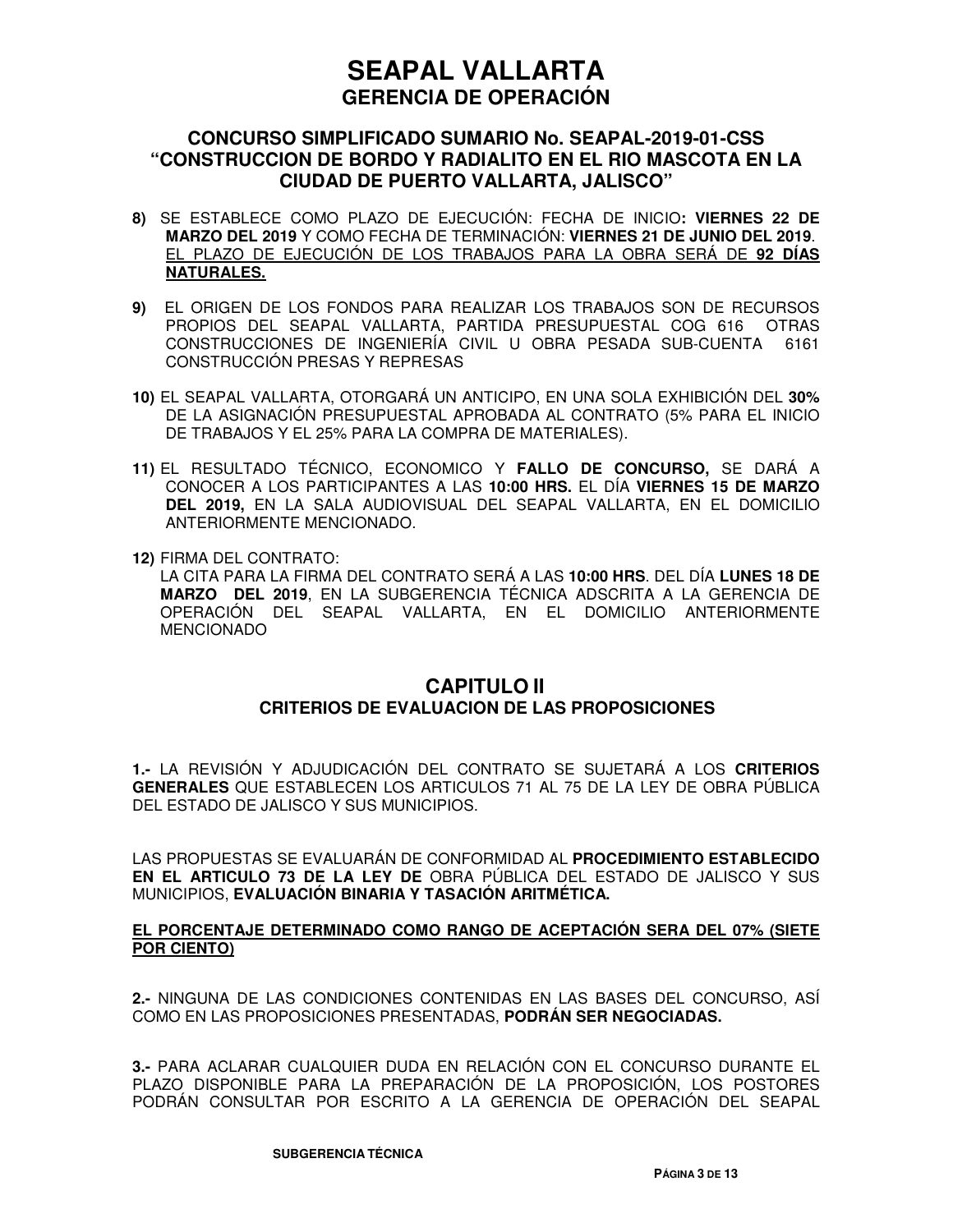# SEAPAL VALLARTA
## GERENCIA DE OPERACIÓN

### CONCURSO SIMPLIFICADO SUMARIO No. SEAPAL-2019-01-CSS "CONSTRUCCION DE BORDO Y RADIALITO EN EL RIO MASCOTA EN LA CIUDAD DE PUERTO VALLARTA, JALISCO"

**8)** SE ESTABLECE COMO PLAZO DE EJECUCIÓN: FECHA DE INICIO**: VIERNES 22 DE MARZO DEL 2019** Y COMO FECHA DE TERMINACIÓN: **VIERNES 21 DE JUNIO DEL 2019**. <u>EL PLAZO DE EJECUCIÓN DE LOS TRABAJOS PARA LA OBRA SERÁ DE **92 DÍAS NATURALES.**</u>

**9)** EL ORIGEN DE LOS FONDOS PARA REALIZAR LOS TRABAJOS SON DE RECURSOS PROPIOS DEL SEAPAL VALLARTA, PARTIDA PRESUPUESTAL COG 616 OTRAS CONSTRUCCIONES DE INGENIERÍA CIVIL U OBRA PESADA SUB-CUENTA 6161 CONSTRUCCIÓN PRESAS Y REPRESAS

**10)** EL SEAPAL VALLARTA, OTORGARÁ UN ANTICIPO, EN UNA SOLA EXHIBICIÓN DEL **30%** DE LA ASIGNACIÓN PRESUPUESTAL APROBADA AL CONTRATO (5% PARA EL INICIO DE TRABAJOS Y EL 25% PARA LA COMPRA DE MATERIALES).

**11)** EL RESULTADO TÉCNICO, ECONOMICO Y **FALLO DE CONCURSO,** SE DARÁ A CONOCER A LOS PARTICIPANTES A LAS **10:00 HRS.** EL DÍA **VIERNES 15 DE MARZO DEL 2019,** EN LA SALA AUDIOVISUAL DEL SEAPAL VALLARTA, EN EL DOMICILIO ANTERIORMENTE MENCIONADO.

**12)** FIRMA DEL CONTRATO:
LA CITA PARA LA FIRMA DEL CONTRATO SERÁ A LAS **10:00 HRS**. DEL DÍA **LUNES 18 DE MARZO DEL 2019**, EN LA SUBGERENCIA TÉCNICA ADSCRITA A LA GERENCIA DE OPERACIÓN DEL SEAPAL VALLARTA, EN EL DOMICILIO ANTERIORMENTE MENCIONADO

## CAPITULO II
### CRITERIOS DE EVALUACION DE LAS PROPOSICIONES

**1.-** LA REVISIÓN Y ADJUDICACIÓN DEL CONTRATO SE SUJETARÁ A LOS **CRITERIOS GENERALES** QUE ESTABLECEN LOS ARTICULOS 71 AL 75 DE LA LEY DE OBRA PÚBLICA DEL ESTADO DE JALISCO Y SUS MUNICIPIOS.

LAS PROPUESTAS SE EVALUARÁN DE CONFORMIDAD AL **PROCEDIMIENTO ESTABLECIDO EN EL ARTICULO 73 DE LA LEY DE** OBRA PÚBLICA DEL ESTADO DE JALISCO Y SUS MUNICIPIOS, **EVALUACIÓN BINARIA Y TASACIÓN ARITMÉTICA.**

<u>**EL PORCENTAJE DETERMINADO COMO RANGO DE ACEPTACIÓN SERA DEL 07% (SIETE POR CIENTO)**</u>

**2.-** NINGUNA DE LAS CONDICIONES CONTENIDAS EN LAS BASES DEL CONCURSO, ASÍ COMO EN LAS PROPOSICIONES PRESENTADAS, **PODRÁN SER NEGOCIADAS.**

**3.-** PARA ACLARAR CUALQUIER DUDA EN RELACIÓN CON EL CONCURSO DURANTE EL PLAZO DISPONIBLE PARA LA PREPARACIÓN DE LA PROPOSICIÓN, LOS POSTORES PODRÁN CONSULTAR POR ESCRITO A LA GERENCIA DE OPERACIÓN DEL SEAPAL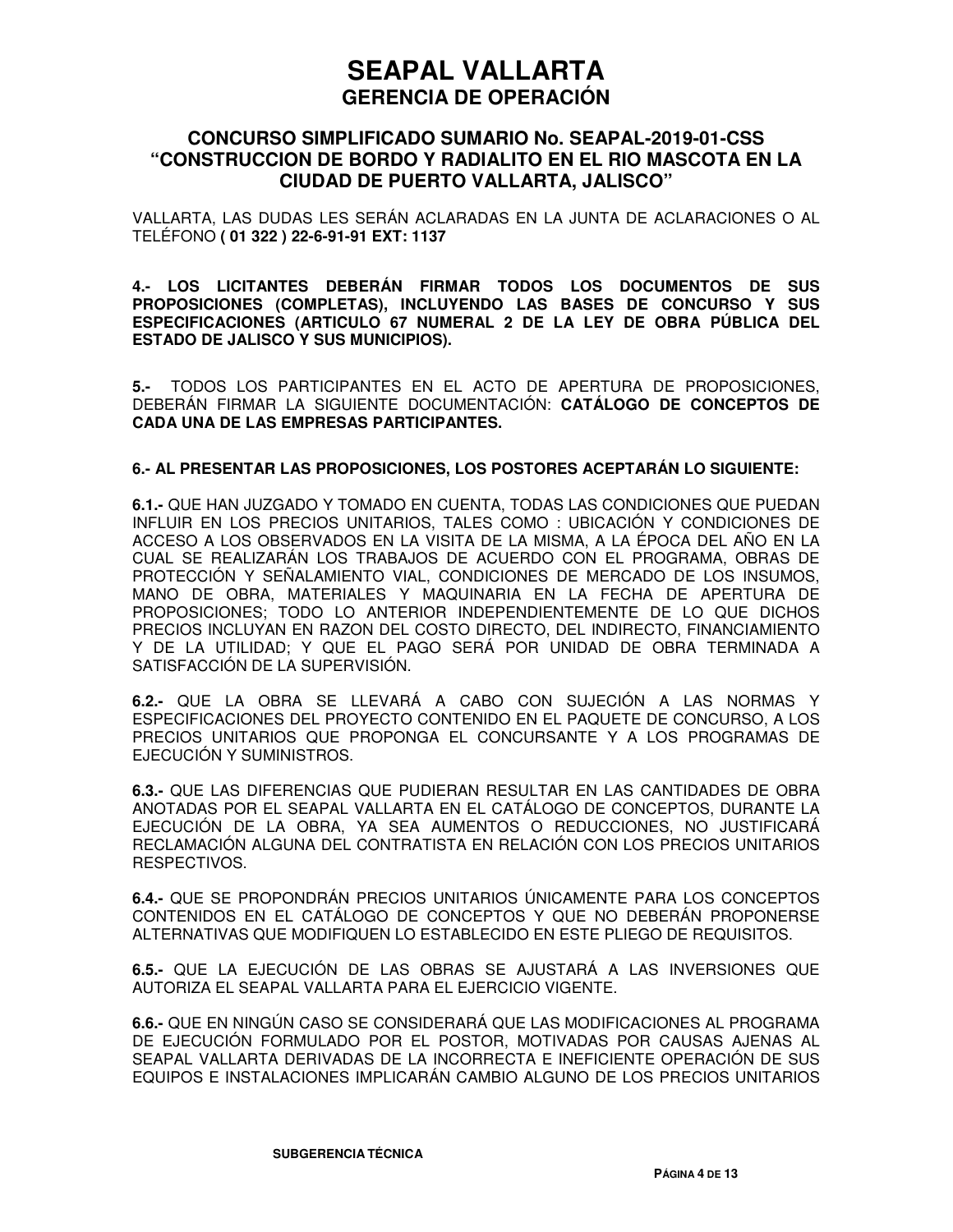VALLARTA, LAS DUDAS LES SERÁN ACLARADAS EN LA JUNTA DE ACLARACIONES O AL TELÉFONO **( 01 322 ) 22-6-91-91 EXT: 1137**

**4.- LOS LICITANTES DEBERÁN FIRMAR TODOS LOS DOCUMENTOS DE SUS PROPOSICIONES (COMPLETAS), INCLUYENDO LAS BASES DE CONCURSO Y SUS ESPECIFICACIONES (ARTICULO 67 NUMERAL 2 DE LA LEY DE OBRA PÚBLICA DEL ESTADO DE JALISCO Y SUS MUNICIPIOS).**

**5.-** TODOS LOS PARTICIPANTES EN EL ACTO DE APERTURA DE PROPOSICIONES, DEBERÁN FIRMAR LA SIGUIENTE DOCUMENTACIÓN: **CATÁLOGO DE CONCEPTOS DE CADA UNA DE LAS EMPRESAS PARTICIPANTES.**

**6.- AL PRESENTAR LAS PROPOSICIONES, LOS POSTORES ACEPTARÁN LO SIGUIENTE:**

**6.1.-** QUE HAN JUZGADO Y TOMADO EN CUENTA, TODAS LAS CONDICIONES QUE PUEDAN INFLUIR EN LOS PRECIOS UNITARIOS, TALES COMO : UBICACIÓN Y CONDICIONES DE ACCESO A LOS OBSERVADOS EN LA VISITA DE LA MISMA, A LA ÉPOCA DEL AÑO EN LA CUAL SE REALIZARÁN LOS TRABAJOS DE ACUERDO CON EL PROGRAMA, OBRAS DE PROTECCIÓN Y SEÑALAMIENTO VIAL, CONDICIONES DE MERCADO DE LOS INSUMOS, MANO DE OBRA, MATERIALES Y MAQUINARIA EN LA FECHA DE APERTURA DE PROPOSICIONES; TODO LO ANTERIOR INDEPENDIENTEMENTE DE LO QUE DICHOS PRECIOS INCLUYAN EN RAZON DEL COSTO DIRECTO, DEL INDIRECTO, FINANCIAMIENTO Y DE LA UTILIDAD; Y QUE EL PAGO SERÁ POR UNIDAD DE OBRA TERMINADA A SATISFACCIÓN DE LA SUPERVISIÓN.

**6.2.-** QUE LA OBRA SE LLEVARÁ A CABO CON SUJECIÓN A LAS NORMAS Y ESPECIFICACIONES DEL PROYECTO CONTENIDO EN EL PAQUETE DE CONCURSO, A LOS PRECIOS UNITARIOS QUE PROPONGA EL CONCURSANTE Y A LOS PROGRAMAS DE EJECUCIÓN Y SUMINISTROS.

**6.3.-** QUE LAS DIFERENCIAS QUE PUDIERAN RESULTAR EN LAS CANTIDADES DE OBRA ANOTADAS POR EL SEAPAL VALLARTA EN EL CATÁLOGO DE CONCEPTOS, DURANTE LA EJECUCIÓN DE LA OBRA, YA SEA AUMENTOS O REDUCCIONES, NO JUSTIFICARÁ RECLAMACIÓN ALGUNA DEL CONTRATISTA EN RELACIÓN CON LOS PRECIOS UNITARIOS RESPECTIVOS.

**6.4.-** QUE SE PROPONDRÁN PRECIOS UNITARIOS ÚNICAMENTE PARA LOS CONCEPTOS CONTENIDOS EN EL CATÁLOGO DE CONCEPTOS Y QUE NO DEBERÁN PROPONERSE ALTERNATIVAS QUE MODIFIQUEN LO ESTABLECIDO EN ESTE PLIEGO DE REQUISITOS.

**6.5.-** QUE LA EJECUCIÓN DE LAS OBRAS SE AJUSTARÁ A LAS INVERSIONES QUE AUTORIZA EL SEAPAL VALLARTA PARA EL EJERCICIO VIGENTE.

**6.6.-** QUE EN NINGÚN CASO SE CONSIDERARÁ QUE LAS MODIFICACIONES AL PROGRAMA DE EJECUCIÓN FORMULADO POR EL POSTOR, MOTIVADAS POR CAUSAS AJENAS AL SEAPAL VALLARTA DERIVADAS DE LA INCORRECTA E INEFICIENTE OPERACIÓN DE SUS EQUIPOS E INSTALACIONES IMPLICARÁN CAMBIO ALGUNO DE LOS PRECIOS UNITARIOS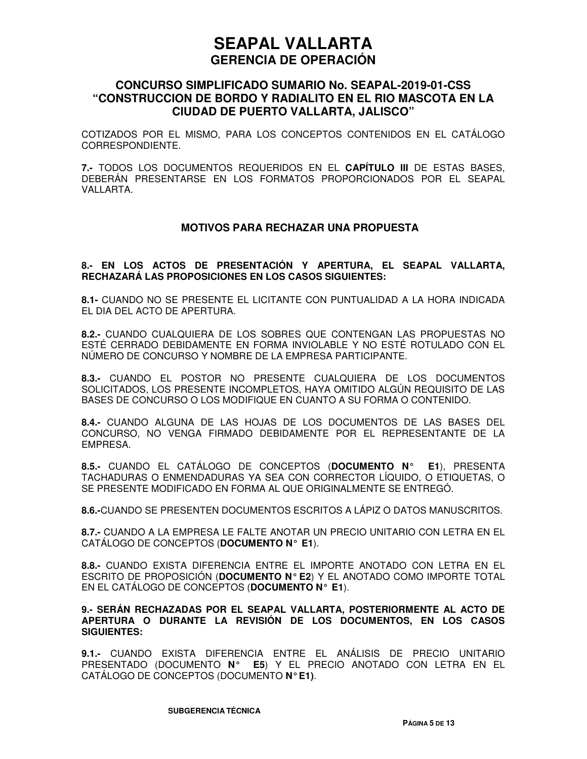COTIZADOS POR EL MISMO, PARA LOS CONCEPTOS CONTENIDOS EN EL CATÁLOGO CORRESPONDIENTE.

**7.-** TODOS LOS DOCUMENTOS REQUERIDOS EN EL **CAPÍTULO III** DE ESTAS BASES, DEBERÁN PRESENTARSE EN LOS FORMATOS PROPORCIONADOS POR EL SEAPAL VALLARTA.

## MOTIVOS PARA RECHAZAR UNA PROPUESTA

**8.- EN LOS ACTOS DE PRESENTACIÓN Y APERTURA, EL SEAPAL VALLARTA, RECHAZARÁ LAS PROPOSICIONES EN LOS CASOS SIGUIENTES:**

**8.1-** CUANDO NO SE PRESENTE EL LICITANTE CON PUNTUALIDAD A LA HORA INDICADA EL DIA DEL ACTO DE APERTURA.

**8.2.-** CUANDO CUALQUIERA DE LOS SOBRES QUE CONTENGAN LAS PROPUESTAS NO ESTÉ CERRADO DEBIDAMENTE EN FORMA INVIOLABLE Y NO ESTÉ ROTULADO CON EL NÚMERO DE CONCURSO Y NOMBRE DE LA EMPRESA PARTICIPANTE.

**8.3.-** CUANDO EL POSTOR NO PRESENTE CUALQUIERA DE LOS DOCUMENTOS SOLICITADOS, LOS PRESENTE INCOMPLETOS, HAYA OMITIDO ALGÚN REQUISITO DE LAS BASES DE CONCURSO O LOS MODIFIQUE EN CUANTO A SU FORMA O CONTENIDO.

**8.4.-** CUANDO ALGUNA DE LAS HOJAS DE LOS DOCUMENTOS DE LAS BASES DEL CONCURSO, NO VENGA FIRMADO DEBIDAMENTE POR EL REPRESENTANTE DE LA EMPRESA.

**8.5.-** CUANDO EL CATÁLOGO DE CONCEPTOS (**DOCUMENTO N° E1**), PRESENTA TACHADURAS O ENMENDADURAS YA SEA CON CORRECTOR LÍQUIDO, O ETIQUETAS, O SE PRESENTE MODIFICADO EN FORMA AL QUE ORIGINALMENTE SE ENTREGÓ.

**8.6.-**CUANDO SE PRESENTEN DOCUMENTOS ESCRITOS A LÁPIZ O DATOS MANUSCRITOS.

**8.7.-** CUANDO A LA EMPRESA LE FALTE ANOTAR UN PRECIO UNITARIO CON LETRA EN EL CATÁLOGO DE CONCEPTOS (**DOCUMENTO N° E1**).

**8.8.-** CUANDO EXISTA DIFERENCIA ENTRE EL IMPORTE ANOTADO CON LETRA EN EL ESCRITO DE PROPOSICIÓN (**DOCUMENTO N° E2**) Y EL ANOTADO COMO IMPORTE TOTAL EN EL CATÁLOGO DE CONCEPTOS (**DOCUMENTO N° E1**).

**9.- SERÁN RECHAZADAS POR EL SEAPAL VALLARTA, POSTERIORMENTE AL ACTO DE APERTURA O DURANTE LA REVISIÓN DE LOS DOCUMENTOS, EN LOS CASOS SIGUIENTES:**

**9.1.-** CUANDO EXISTA DIFERENCIA ENTRE EL ANÁLISIS DE PRECIO UNITARIO PRESENTADO (DOCUMENTO **N° E5**) Y EL PRECIO ANOTADO CON LETRA EN EL CATÁLOGO DE CONCEPTOS (DOCUMENTO **N° E1)**.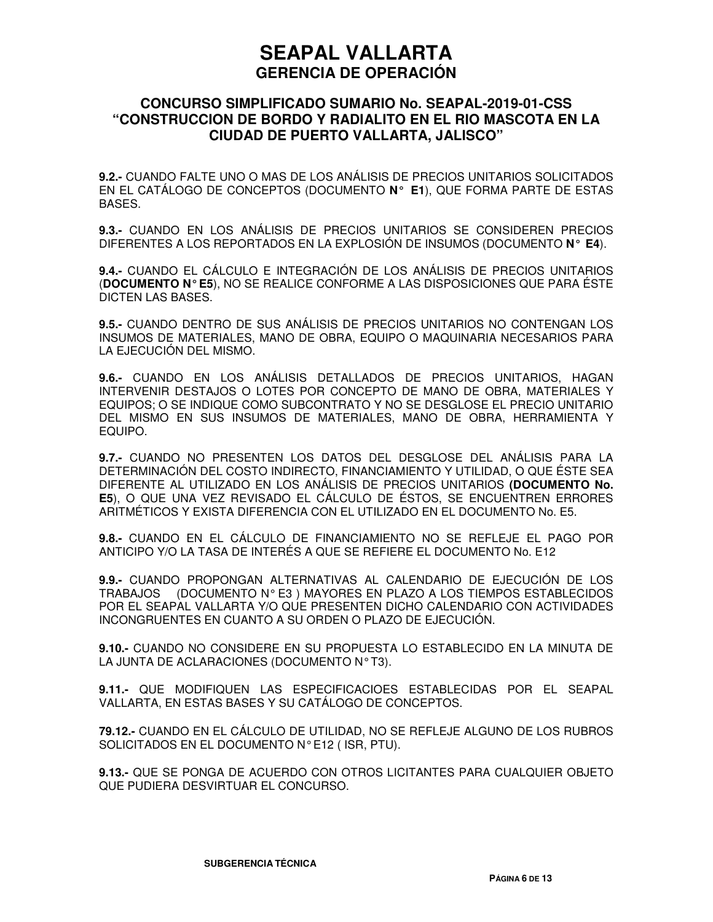**9.2.-** CUANDO FALTE UNO O MAS DE LOS ANÁLISIS DE PRECIOS UNITARIOS SOLICITADOS EN EL CATÁLOGO DE CONCEPTOS (DOCUMENTO **N° E1**), QUE FORMA PARTE DE ESTAS BASES.

**9.3.-** CUANDO EN LOS ANÁLISIS DE PRECIOS UNITARIOS SE CONSIDEREN PRECIOS DIFERENTES A LOS REPORTADOS EN LA EXPLOSIÓN DE INSUMOS (DOCUMENTO **N° E4**).

**9.4.-** CUANDO EL CÁLCULO E INTEGRACIÓN DE LOS ANÁLISIS DE PRECIOS UNITARIOS (**DOCUMENTO N° E5**), NO SE REALICE CONFORME A LAS DISPOSICIONES QUE PARA ÉSTE DICTEN LAS BASES.

**9.5.-** CUANDO DENTRO DE SUS ANÁLISIS DE PRECIOS UNITARIOS NO CONTENGAN LOS INSUMOS DE MATERIALES, MANO DE OBRA, EQUIPO O MAQUINARIA NECESARIOS PARA LA EJECUCIÓN DEL MISMO.

**9.6.-** CUANDO EN LOS ANÁLISIS DETALLADOS DE PRECIOS UNITARIOS, HAGAN INTERVENIR DESTAJOS O LOTES POR CONCEPTO DE MANO DE OBRA, MATERIALES Y EQUIPOS; O SE INDIQUE COMO SUBCONTRATO Y NO SE DESGLOSE EL PRECIO UNITARIO DEL MISMO EN SUS INSUMOS DE MATERIALES, MANO DE OBRA, HERRAMIENTA Y EQUIPO.

**9.7.-** CUANDO NO PRESENTEN LOS DATOS DEL DESGLOSE DEL ANÁLISIS PARA LA DETERMINACIÓN DEL COSTO INDIRECTO, FINANCIAMIENTO Y UTILIDAD, O QUE ÉSTE SEA DIFERENTE AL UTILIZADO EN LOS ANÁLISIS DE PRECIOS UNITARIOS **(DOCUMENTO No. E5**), O QUE UNA VEZ REVISADO EL CÁLCULO DE ÉSTOS, SE ENCUENTREN ERRORES ARITMÉTICOS Y EXISTA DIFERENCIA CON EL UTILIZADO EN EL DOCUMENTO No. E5.

**9.8.-** CUANDO EN EL CÁLCULO DE FINANCIAMIENTO NO SE REFLEJE EL PAGO POR ANTICIPO Y/O LA TASA DE INTERÉS A QUE SE REFIERE EL DOCUMENTO No. E12

**9.9.-** CUANDO PROPONGAN ALTERNATIVAS AL CALENDARIO DE EJECUCIÓN DE LOS TRABAJOS (DOCUMENTO N° E3 ) MAYORES EN PLAZO A LOS TIEMPOS ESTABLECIDOS POR EL SEAPAL VALLARTA Y/O QUE PRESENTEN DICHO CALENDARIO CON ACTIVIDADES INCONGRUENTES EN CUANTO A SU ORDEN O PLAZO DE EJECUCIÓN.

**9.10.-** CUANDO NO CONSIDERE EN SU PROPUESTA LO ESTABLECIDO EN LA MINUTA DE LA JUNTA DE ACLARACIONES (DOCUMENTO N° T3).

**9.11.-** QUE MODIFIQUEN LAS ESPECIFICACIOES ESTABLECIDAS POR EL SEAPAL VALLARTA, EN ESTAS BASES Y SU CATÁLOGO DE CONCEPTOS.

**79.12.-** CUANDO EN EL CÁLCULO DE UTILIDAD, NO SE REFLEJE ALGUNO DE LOS RUBROS SOLICITADOS EN EL DOCUMENTO N° E12 ( ISR, PTU).

**9.13.-** QUE SE PONGA DE ACUERDO CON OTROS LICITANTES PARA CUALQUIER OBJETO QUE PUDIERA DESVIRTUAR EL CONCURSO.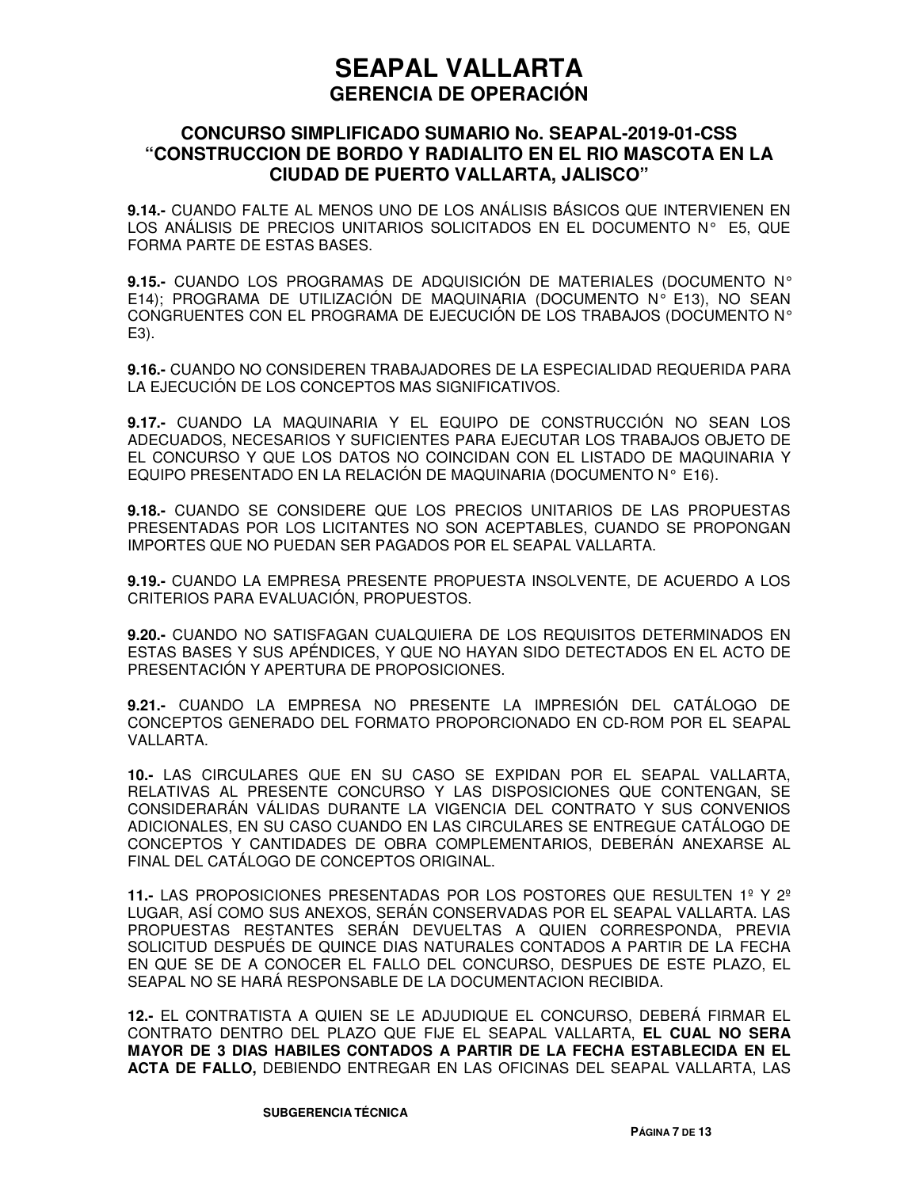**9.14.-** CUANDO FALTE AL MENOS UNO DE LOS ANÁLISIS BÁSICOS QUE INTERVIENEN EN LOS ANÁLISIS DE PRECIOS UNITARIOS SOLICITADOS EN EL DOCUMENTO N° E5, QUE FORMA PARTE DE ESTAS BASES.

**9.15.-** CUANDO LOS PROGRAMAS DE ADQUISICIÓN DE MATERIALES (DOCUMENTO N° E14); PROGRAMA DE UTILIZACIÓN DE MAQUINARIA (DOCUMENTO N° E13), NO SEAN CONGRUENTES CON EL PROGRAMA DE EJECUCIÓN DE LOS TRABAJOS (DOCUMENTO N° E3).

**9.16.-** CUANDO NO CONSIDEREN TRABAJADORES DE LA ESPECIALIDAD REQUERIDA PARA LA EJECUCIÓN DE LOS CONCEPTOS MAS SIGNIFICATIVOS.

**9.17.-** CUANDO LA MAQUINARIA Y EL EQUIPO DE CONSTRUCCIÓN NO SEAN LOS ADECUADOS, NECESARIOS Y SUFICIENTES PARA EJECUTAR LOS TRABAJOS OBJETO DE EL CONCURSO Y QUE LOS DATOS NO COINCIDAN CON EL LISTADO DE MAQUINARIA Y EQUIPO PRESENTADO EN LA RELACIÓN DE MAQUINARIA (DOCUMENTO N° E16).

**9.18.-** CUANDO SE CONSIDERE QUE LOS PRECIOS UNITARIOS DE LAS PROPUESTAS PRESENTADAS POR LOS LICITANTES NO SON ACEPTABLES, CUANDO SE PROPONGAN IMPORTES QUE NO PUEDAN SER PAGADOS POR EL SEAPAL VALLARTA.

**9.19.-** CUANDO LA EMPRESA PRESENTE PROPUESTA INSOLVENTE, DE ACUERDO A LOS CRITERIOS PARA EVALUACIÓN, PROPUESTOS.

**9.20.-** CUANDO NO SATISFAGAN CUALQUIERA DE LOS REQUISITOS DETERMINADOS EN ESTAS BASES Y SUS APÉNDICES, Y QUE NO HAYAN SIDO DETECTADOS EN EL ACTO DE PRESENTACIÓN Y APERTURA DE PROPOSICIONES.

**9.21.-** CUANDO LA EMPRESA NO PRESENTE LA IMPRESIÓN DEL CATÁLOGO DE CONCEPTOS GENERADO DEL FORMATO PROPORCIONADO EN CD-ROM POR EL SEAPAL VALLARTA.

**10.-** LAS CIRCULARES QUE EN SU CASO SE EXPIDAN POR EL SEAPAL VALLARTA, RELATIVAS AL PRESENTE CONCURSO Y LAS DISPOSICIONES QUE CONTENGAN, SE CONSIDERARÁN VÁLIDAS DURANTE LA VIGENCIA DEL CONTRATO Y SUS CONVENIOS ADICIONALES, EN SU CASO CUANDO EN LAS CIRCULARES SE ENTREGUE CATÁLOGO DE CONCEPTOS Y CANTIDADES DE OBRA COMPLEMENTARIOS, DEBERÁN ANEXARSE AL FINAL DEL CATÁLOGO DE CONCEPTOS ORIGINAL.

**11.-** LAS PROPOSICIONES PRESENTADAS POR LOS POSTORES QUE RESULTEN 1º Y 2º LUGAR, ASÍ COMO SUS ANEXOS, SERÁN CONSERVADAS POR EL SEAPAL VALLARTA. LAS PROPUESTAS RESTANTES SERÁN DEVUELTAS A QUIEN CORRESPONDA, PREVIA SOLICITUD DESPUÉS DE QUINCE DIAS NATURALES CONTADOS A PARTIR DE LA FECHA EN QUE SE DE A CONOCER EL FALLO DEL CONCURSO, DESPUES DE ESTE PLAZO, EL SEAPAL NO SE HARÁ RESPONSABLE DE LA DOCUMENTACION RECIBIDA.

**12.-** EL CONTRATISTA A QUIEN SE LE ADJUDIQUE EL CONCURSO, DEBERÁ FIRMAR EL CONTRATO DENTRO DEL PLAZO QUE FIJE EL SEAPAL VALLARTA, **EL CUAL NO SERA MAYOR DE 3 DIAS HABILES CONTADOS A PARTIR DE LA FECHA ESTABLECIDA EN EL ACTA DE FALLO,** DEBIENDO ENTREGAR EN LAS OFICINAS DEL SEAPAL VALLARTA, LAS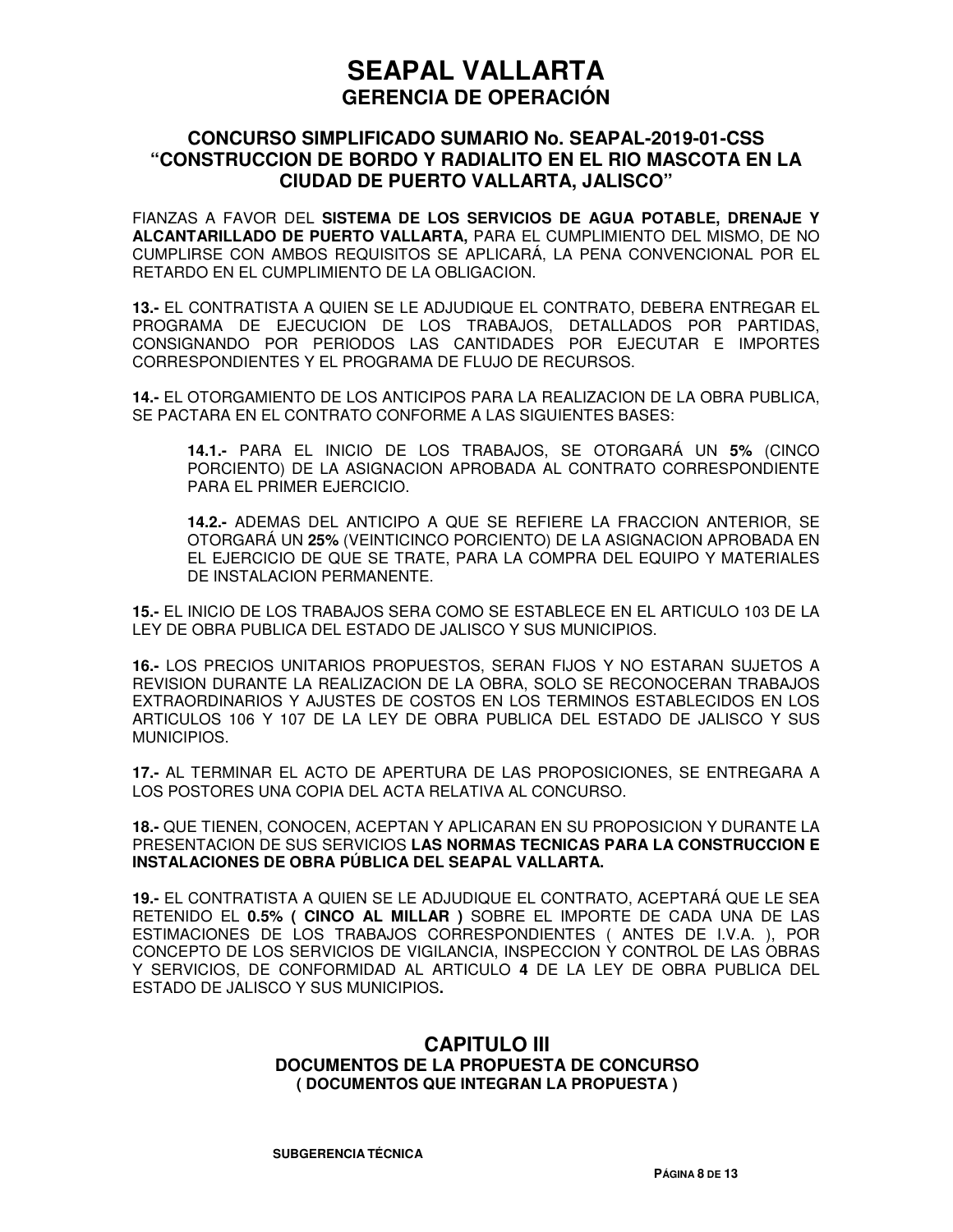FIANZAS A FAVOR DEL **SISTEMA DE LOS SERVICIOS DE AGUA POTABLE, DRENAJE Y ALCANTARILLADO DE PUERTO VALLARTA,** PARA EL CUMPLIMIENTO DEL MISMO, DE NO CUMPLIRSE CON AMBOS REQUISITOS SE APLICARÁ, LA PENA CONVENCIONAL POR EL RETARDO EN EL CUMPLIMIENTO DE LA OBLIGACION.

**13.-** EL CONTRATISTA A QUIEN SE LE ADJUDIQUE EL CONTRATO, DEBERA ENTREGAR EL PROGRAMA DE EJECUCION DE LOS TRABAJOS, DETALLADOS POR PARTIDAS, CONSIGNANDO POR PERIODOS LAS CANTIDADES POR EJECUTAR E IMPORTES CORRESPONDIENTES Y EL PROGRAMA DE FLUJO DE RECURSOS.

**14.-** EL OTORGAMIENTO DE LOS ANTICIPOS PARA LA REALIZACION DE LA OBRA PUBLICA, SE PACTARA EN EL CONTRATO CONFORME A LAS SIGUIENTES BASES:

> **14.1.-** PARA EL INICIO DE LOS TRABAJOS, SE OTORGARÁ UN **5%** (CINCO PORCIENTO) DE LA ASIGNACION APROBADA AL CONTRATO CORRESPONDIENTE PARA EL PRIMER EJERCICIO.
>
> **14.2.-** ADEMAS DEL ANTICIPO A QUE SE REFIERE LA FRACCION ANTERIOR, SE OTORGARÁ UN **25%** (VEINTICINCO PORCIENTO) DE LA ASIGNACION APROBADA EN EL EJERCICIO DE QUE SE TRATE, PARA LA COMPRA DEL EQUIPO Y MATERIALES DE INSTALACION PERMANENTE.

**15.-** EL INICIO DE LOS TRABAJOS SERA COMO SE ESTABLECE EN EL ARTICULO 103 DE LA LEY DE OBRA PUBLICA DEL ESTADO DE JALISCO Y SUS MUNICIPIOS.

**16.-** LOS PRECIOS UNITARIOS PROPUESTOS, SERAN FIJOS Y NO ESTARAN SUJETOS A REVISION DURANTE LA REALIZACION DE LA OBRA, SOLO SE RECONOCERAN TRABAJOS EXTRAORDINARIOS Y AJUSTES DE COSTOS EN LOS TERMINOS ESTABLECIDOS EN LOS ARTICULOS 106 Y 107 DE LA LEY DE OBRA PUBLICA DEL ESTADO DE JALISCO Y SUS MUNICIPIOS.

**17.-** AL TERMINAR EL ACTO DE APERTURA DE LAS PROPOSICIONES, SE ENTREGARA A LOS POSTORES UNA COPIA DEL ACTA RELATIVA AL CONCURSO.

**18.-** QUE TIENEN, CONOCEN, ACEPTAN Y APLICARAN EN SU PROPOSICION Y DURANTE LA PRESENTACION DE SUS SERVICIOS **LAS NORMAS TECNICAS PARA LA CONSTRUCCION E INSTALACIONES DE OBRA PÚBLICA DEL SEAPAL VALLARTA.**

**19.-** EL CONTRATISTA A QUIEN SE LE ADJUDIQUE EL CONTRATO, ACEPTARÁ QUE LE SEA RETENIDO EL **0.5% ( CINCO AL MILLAR )** SOBRE EL IMPORTE DE CADA UNA DE LAS ESTIMACIONES DE LOS TRABAJOS CORRESPONDIENTES ( ANTES DE I.V.A. ), POR CONCEPTO DE LOS SERVICIOS DE VIGILANCIA, INSPECCION Y CONTROL DE LAS OBRAS Y SERVICIOS, DE CONFORMIDAD AL ARTICULO **4** DE LA LEY DE OBRA PUBLICA DEL ESTADO DE JALISCO Y SUS MUNICIPIOS**.**

## CAPITULO III
### DOCUMENTOS DE LA PROPUESTA DE CONCURSO
#### ( DOCUMENTOS QUE INTEGRAN LA PROPUESTA )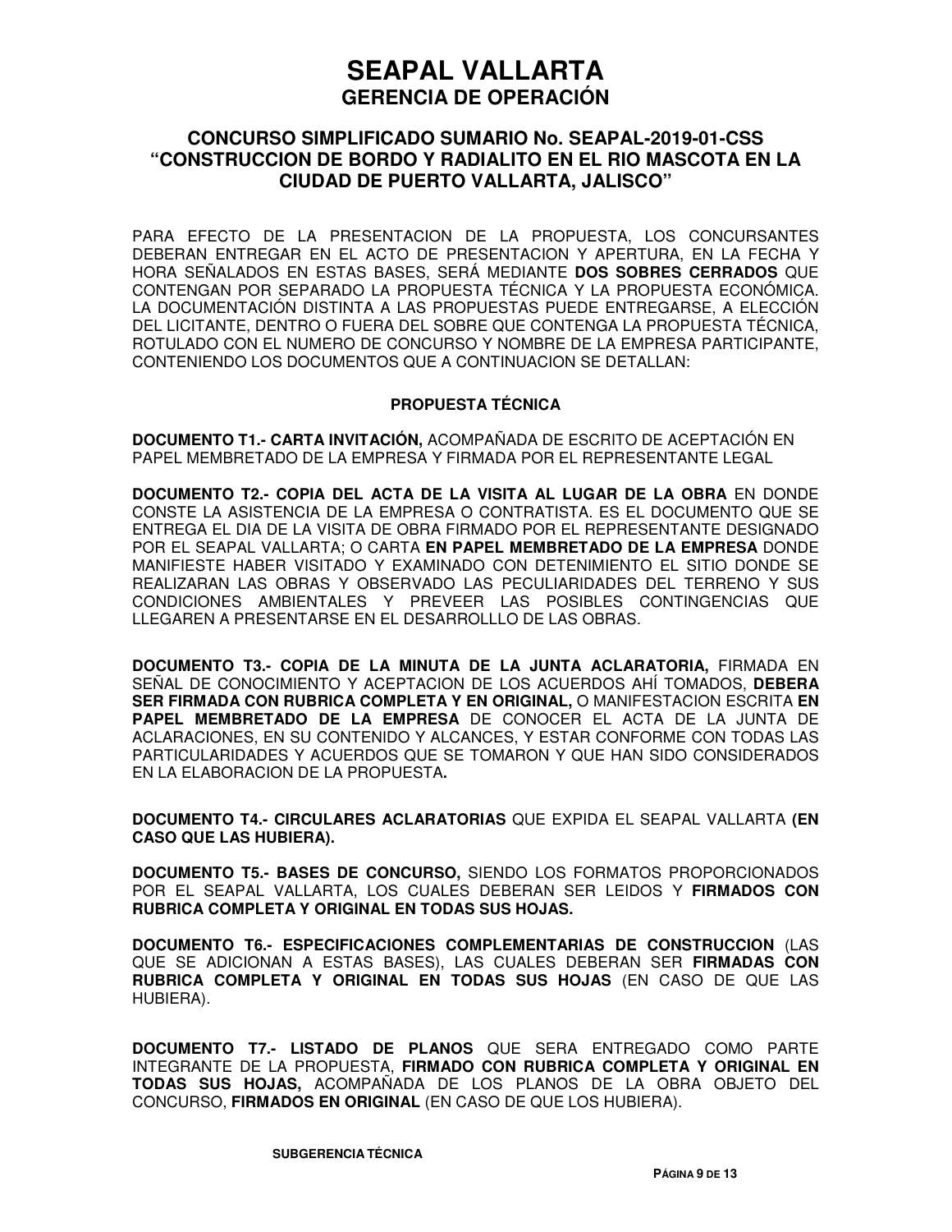# SEAPAL VALLARTA

## GERENCIA DE OPERACIÓN

### CONCURSO SIMPLIFICADO SUMARIO No. SEAPAL-2019-01-CSS "CONSTRUCCION DE BORDO Y RADIALITO EN EL RIO MASCOTA EN LA CIUDAD DE PUERTO VALLARTA, JALISCO"

PARA EFECTO DE LA PRESENTACION DE LA PROPUESTA, LOS CONCURSANTES DEBERAN ENTREGAR EN EL ACTO DE PRESENTACION Y APERTURA, EN LA FECHA Y HORA SEÑALADOS EN ESTAS BASES, SERÁ MEDIANTE **DOS SOBRES CERRADOS** QUE CONTENGAN POR SEPARADO LA PROPUESTA TÉCNICA Y LA PROPUESTA ECONÓMICA. LA DOCUMENTACIÓN DISTINTA A LAS PROPUESTAS PUEDE ENTREGARSE, A ELECCIÓN DEL LICITANTE, DENTRO O FUERA DEL SOBRE QUE CONTENGA LA PROPUESTA TÉCNICA, ROTULADO CON EL NUMERO DE CONCURSO Y NOMBRE DE LA EMPRESA PARTICIPANTE, CONTENIENDO LOS DOCUMENTOS QUE A CONTINUACION SE DETALLAN:

**PROPUESTA TÉCNICA**

**DOCUMENTO T1.- CARTA INVITACIÓN,** ACOMPAÑADA DE ESCRITO DE ACEPTACIÓN EN PAPEL MEMBRETADO DE LA EMPRESA Y FIRMADA POR EL REPRESENTANTE LEGAL

**DOCUMENTO T2.- COPIA DEL ACTA DE LA VISITA AL LUGAR DE LA OBRA** EN DONDE CONSTE LA ASISTENCIA DE LA EMPRESA O CONTRATISTA. ES EL DOCUMENTO QUE SE ENTREGA EL DIA DE LA VISITA DE OBRA FIRMADO POR EL REPRESENTANTE DESIGNADO POR EL SEAPAL VALLARTA; O CARTA **EN PAPEL MEMBRETADO DE LA EMPRESA** DONDE MANIFIESTE HABER VISITADO Y EXAMINADO CON DETENIMIENTO EL SITIO DONDE SE REALIZARAN LAS OBRAS Y OBSERVADO LAS PECULIARIDADES DEL TERRENO Y SUS CONDICIONES AMBIENTALES Y PREVEER LAS POSIBLES CONTINGENCIAS QUE LLEGAREN A PRESENTARSE EN EL DESARROLLLO DE LAS OBRAS.

**DOCUMENTO T3.- COPIA DE LA MINUTA DE LA JUNTA ACLARATORIA,** FIRMADA EN SEÑAL DE CONOCIMIENTO Y ACEPTACION DE LOS ACUERDOS AHÍ TOMADOS, **DEBERA SER FIRMADA CON RUBRICA COMPLETA Y EN ORIGINAL,** O MANIFESTACION ESCRITA **EN PAPEL MEMBRETADO DE LA EMPRESA** DE CONOCER EL ACTA DE LA JUNTA DE ACLARACIONES, EN SU CONTENIDO Y ALCANCES, Y ESTAR CONFORME CON TODAS LAS PARTICULARIDADES Y ACUERDOS QUE SE TOMARON Y QUE HAN SIDO CONSIDERADOS EN LA ELABORACION DE LA PROPUESTA**.**

**DOCUMENTO T4.- CIRCULARES ACLARATORIAS** QUE EXPIDA EL SEAPAL VALLARTA **(EN CASO QUE LAS HUBIERA).**

**DOCUMENTO T5.- BASES DE CONCURSO,** SIENDO LOS FORMATOS PROPORCIONADOS POR EL SEAPAL VALLARTA, LOS CUALES DEBERAN SER LEIDOS Y **FIRMADOS CON RUBRICA COMPLETA Y ORIGINAL EN TODAS SUS HOJAS.**

**DOCUMENTO T6.- ESPECIFICACIONES COMPLEMENTARIAS DE CONSTRUCCION** (LAS QUE SE ADICIONAN A ESTAS BASES), LAS CUALES DEBERAN SER **FIRMADAS CON RUBRICA COMPLETA Y ORIGINAL EN TODAS SUS HOJAS** (EN CASO DE QUE LAS HUBIERA).

**DOCUMENTO T7.- LISTADO DE PLANOS** QUE SERA ENTREGADO COMO PARTE INTEGRANTE DE LA PROPUESTA, **FIRMADO CON RUBRICA COMPLETA Y ORIGINAL EN TODAS SUS HOJAS,** ACOMPAÑADA DE LOS PLANOS DE LA OBRA OBJETO DEL CONCURSO, **FIRMADOS EN ORIGINAL** (EN CASO DE QUE LOS HUBIERA).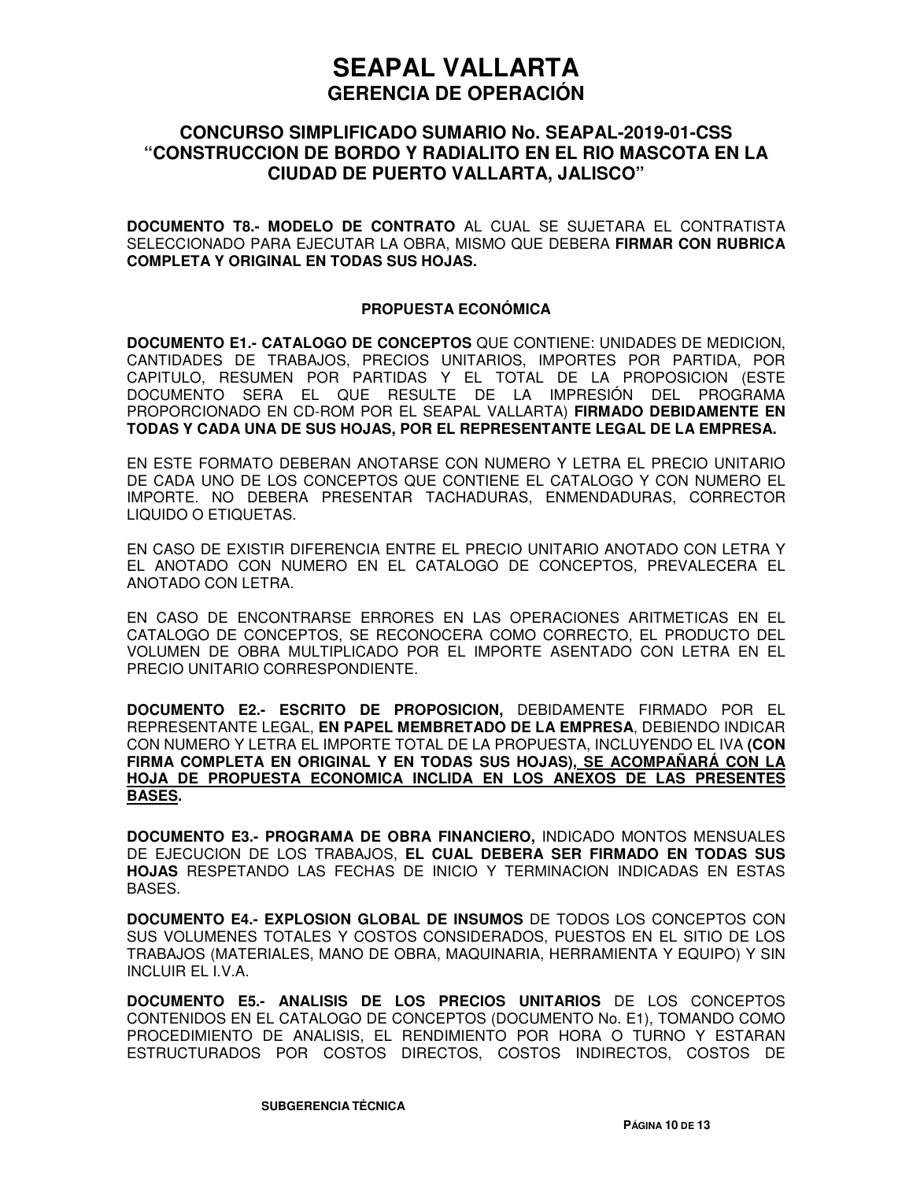# SEAPAL VALLARTA
## GERENCIA DE OPERACIÓN

### CONCURSO SIMPLIFICADO SUMARIO No. SEAPAL-2019-01-CSS "CONSTRUCCION DE BORDO Y RADIALITO EN EL RIO MASCOTA EN LA CIUDAD DE PUERTO VALLARTA, JALISCO"

**DOCUMENTO T8.- MODELO DE CONTRATO** AL CUAL SE SUJETARA EL CONTRATISTA SELECCIONADO PARA EJECUTAR LA OBRA, MISMO QUE DEBERA **FIRMAR CON RUBRICA COMPLETA Y ORIGINAL EN TODAS SUS HOJAS.**

**PROPUESTA ECONÓMICA**

**DOCUMENTO E1.- CATALOGO DE CONCEPTOS** QUE CONTIENE: UNIDADES DE MEDICION, CANTIDADES DE TRABAJOS, PRECIOS UNITARIOS, IMPORTES POR PARTIDA, POR CAPITULO, RESUMEN POR PARTIDAS Y EL TOTAL DE LA PROPOSICION (ESTE DOCUMENTO SERA EL QUE RESULTE DE LA IMPRESIÓN DEL PROGRAMA PROPORCIONADO EN CD-ROM POR EL SEAPAL VALLARTA) **FIRMADO DEBIDAMENTE EN TODAS Y CADA UNA DE SUS HOJAS, POR EL REPRESENTANTE LEGAL DE LA EMPRESA.**

EN ESTE FORMATO DEBERAN ANOTARSE CON NUMERO Y LETRA EL PRECIO UNITARIO DE CADA UNO DE LOS CONCEPTOS QUE CONTIENE EL CATALOGO Y CON NUMERO EL IMPORTE. NO DEBERA PRESENTAR TACHADURAS, ENMENDADURAS, CORRECTOR LIQUIDO O ETIQUETAS.

EN CASO DE EXISTIR DIFERENCIA ENTRE EL PRECIO UNITARIO ANOTADO CON LETRA Y EL ANOTADO CON NUMERO EN EL CATALOGO DE CONCEPTOS, PREVALECERA EL ANOTADO CON LETRA.

EN CASO DE ENCONTRARSE ERRORES EN LAS OPERACIONES ARITMETICAS EN EL CATALOGO DE CONCEPTOS, SE RECONOCERA COMO CORRECTO, EL PRODUCTO DEL VOLUMEN DE OBRA MULTIPLICADO POR EL IMPORTE ASENTADO CON LETRA EN EL PRECIO UNITARIO CORRESPONDIENTE.

**DOCUMENTO E2.- ESCRITO DE PROPOSICION,** DEBIDAMENTE FIRMADO POR EL REPRESENTANTE LEGAL, **EN PAPEL MEMBRETADO DE LA EMPRESA**, DEBIENDO INDICAR CON NUMERO Y LETRA EL IMPORTE TOTAL DE LA PROPUESTA, INCLUYENDO EL IVA **(CON FIRMA COMPLETA EN ORIGINAL Y EN TODAS SUS HOJAS), SE ACOMPAÑARÁ CON LA HOJA DE PROPUESTA ECONOMICA INCLIDA EN LOS ANEXOS DE LAS PRESENTES BASES.**

**DOCUMENTO E3.- PROGRAMA DE OBRA FINANCIERO,** INDICADO MONTOS MENSUALES DE EJECUCION DE LOS TRABAJOS, **EL CUAL DEBERA SER FIRMADO EN TODAS SUS HOJAS** RESPETANDO LAS FECHAS DE INICIO Y TERMINACION INDICADAS EN ESTAS BASES.

**DOCUMENTO E4.- EXPLOSION GLOBAL DE INSUMOS** DE TODOS LOS CONCEPTOS CON SUS VOLUMENES TOTALES Y COSTOS CONSIDERADOS, PUESTOS EN EL SITIO DE LOS TRABAJOS (MATERIALES, MANO DE OBRA, MAQUINARIA, HERRAMIENTA Y EQUIPO) Y SIN INCLUIR EL I.V.A.

**DOCUMENTO E5.- ANALISIS DE LOS PRECIOS UNITARIOS** DE LOS CONCEPTOS CONTENIDOS EN EL CATALOGO DE CONCEPTOS (DOCUMENTO No. E1), TOMANDO COMO PROCEDIMIENTO DE ANALISIS, EL RENDIMIENTO POR HORA O TURNO Y ESTARAN ESTRUCTURADOS POR COSTOS DIRECTOS, COSTOS INDIRECTOS, COSTOS DE

SUBGERENCIA TÉCNICA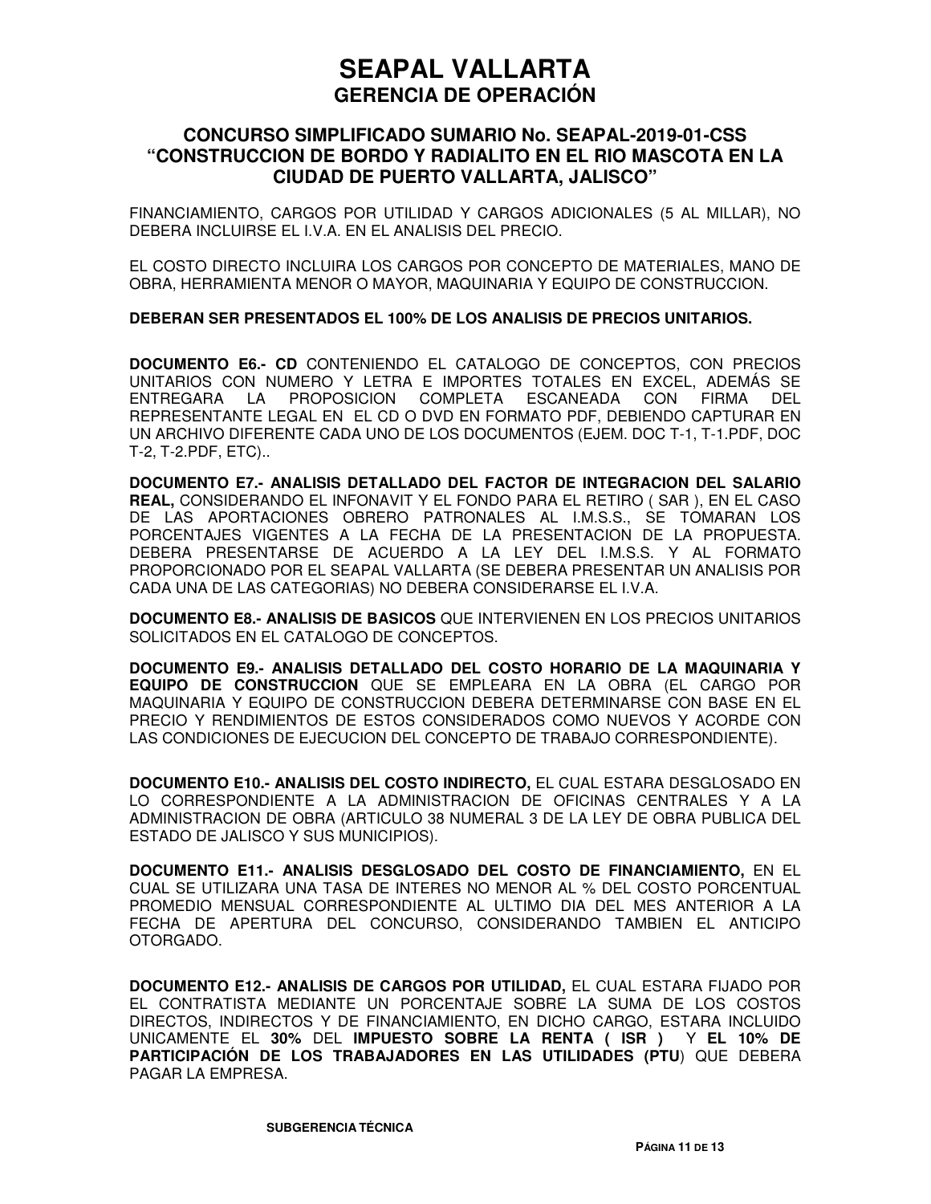FINANCIAMIENTO, CARGOS POR UTILIDAD Y CARGOS ADICIONALES (5 AL MILLAR), NO DEBERA INCLUIRSE EL I.V.A. EN EL ANALISIS DEL PRECIO.

EL COSTO DIRECTO INCLUIRA LOS CARGOS POR CONCEPTO DE MATERIALES, MANO DE OBRA, HERRAMIENTA MENOR O MAYOR, MAQUINARIA Y EQUIPO DE CONSTRUCCION.

**DEBERAN SER PRESENTADOS EL 100% DE LOS ANALISIS DE PRECIOS UNITARIOS.**

**DOCUMENTO E6.- CD** CONTENIENDO EL CATALOGO DE CONCEPTOS, CON PRECIOS UNITARIOS CON NUMERO Y LETRA E IMPORTES TOTALES EN EXCEL, ADEMÁS SE ENTREGARA LA PROPOSICION COMPLETA ESCANEADA CON FIRMA DEL REPRESENTANTE LEGAL EN EL CD O DVD EN FORMATO PDF, DEBIENDO CAPTURAR EN UN ARCHIVO DIFERENTE CADA UNO DE LOS DOCUMENTOS (EJEM. DOC T-1, T-1.PDF, DOC T-2, T-2.PDF, ETC)..

**DOCUMENTO E7.- ANALISIS DETALLADO DEL FACTOR DE INTEGRACION DEL SALARIO REAL,** CONSIDERANDO EL INFONAVIT Y EL FONDO PARA EL RETIRO ( SAR ), EN EL CASO DE LAS APORTACIONES OBRERO PATRONALES AL I.M.S.S., SE TOMARAN LOS PORCENTAJES VIGENTES A LA FECHA DE LA PRESENTACION DE LA PROPUESTA. DEBERA PRESENTARSE DE ACUERDO A LA LEY DEL I.M.S.S. Y AL FORMATO PROPORCIONADO POR EL SEAPAL VALLARTA (SE DEBERA PRESENTAR UN ANALISIS POR CADA UNA DE LAS CATEGORIAS) NO DEBERA CONSIDERARSE EL I.V.A.

**DOCUMENTO E8.- ANALISIS DE BASICOS** QUE INTERVIENEN EN LOS PRECIOS UNITARIOS SOLICITADOS EN EL CATALOGO DE CONCEPTOS.

**DOCUMENTO E9.- ANALISIS DETALLADO DEL COSTO HORARIO DE LA MAQUINARIA Y EQUIPO DE CONSTRUCCION** QUE SE EMPLEARA EN LA OBRA (EL CARGO POR MAQUINARIA Y EQUIPO DE CONSTRUCCION DEBERA DETERMINARSE CON BASE EN EL PRECIO Y RENDIMIENTOS DE ESTOS CONSIDERADOS COMO NUEVOS Y ACORDE CON LAS CONDICIONES DE EJECUCION DEL CONCEPTO DE TRABAJO CORRESPONDIENTE).

**DOCUMENTO E10.- ANALISIS DEL COSTO INDIRECTO,** EL CUAL ESTARA DESGLOSADO EN LO CORRESPONDIENTE A LA ADMINISTRACION DE OFICINAS CENTRALES Y A LA ADMINISTRACION DE OBRA (ARTICULO 38 NUMERAL 3 DE LA LEY DE OBRA PUBLICA DEL ESTADO DE JALISCO Y SUS MUNICIPIOS).

**DOCUMENTO E11.- ANALISIS DESGLOSADO DEL COSTO DE FINANCIAMIENTO,** EN EL CUAL SE UTILIZARA UNA TASA DE INTERES NO MENOR AL % DEL COSTO PORCENTUAL PROMEDIO MENSUAL CORRESPONDIENTE AL ULTIMO DIA DEL MES ANTERIOR A LA FECHA DE APERTURA DEL CONCURSO, CONSIDERANDO TAMBIEN EL ANTICIPO OTORGADO.

**DOCUMENTO E12.- ANALISIS DE CARGOS POR UTILIDAD,** EL CUAL ESTARA FIJADO POR EL CONTRATISTA MEDIANTE UN PORCENTAJE SOBRE LA SUMA DE LOS COSTOS DIRECTOS, INDIRECTOS Y DE FINANCIAMIENTO, EN DICHO CARGO, ESTARA INCLUIDO UNICAMENTE EL **30%** DEL **IMPUESTO SOBRE LA RENTA ( ISR )** Y **EL 10% DE PARTICIPACIÓN DE LOS TRABAJADORES EN LAS UTILIDADES (PTU**) QUE DEBERA PAGAR LA EMPRESA.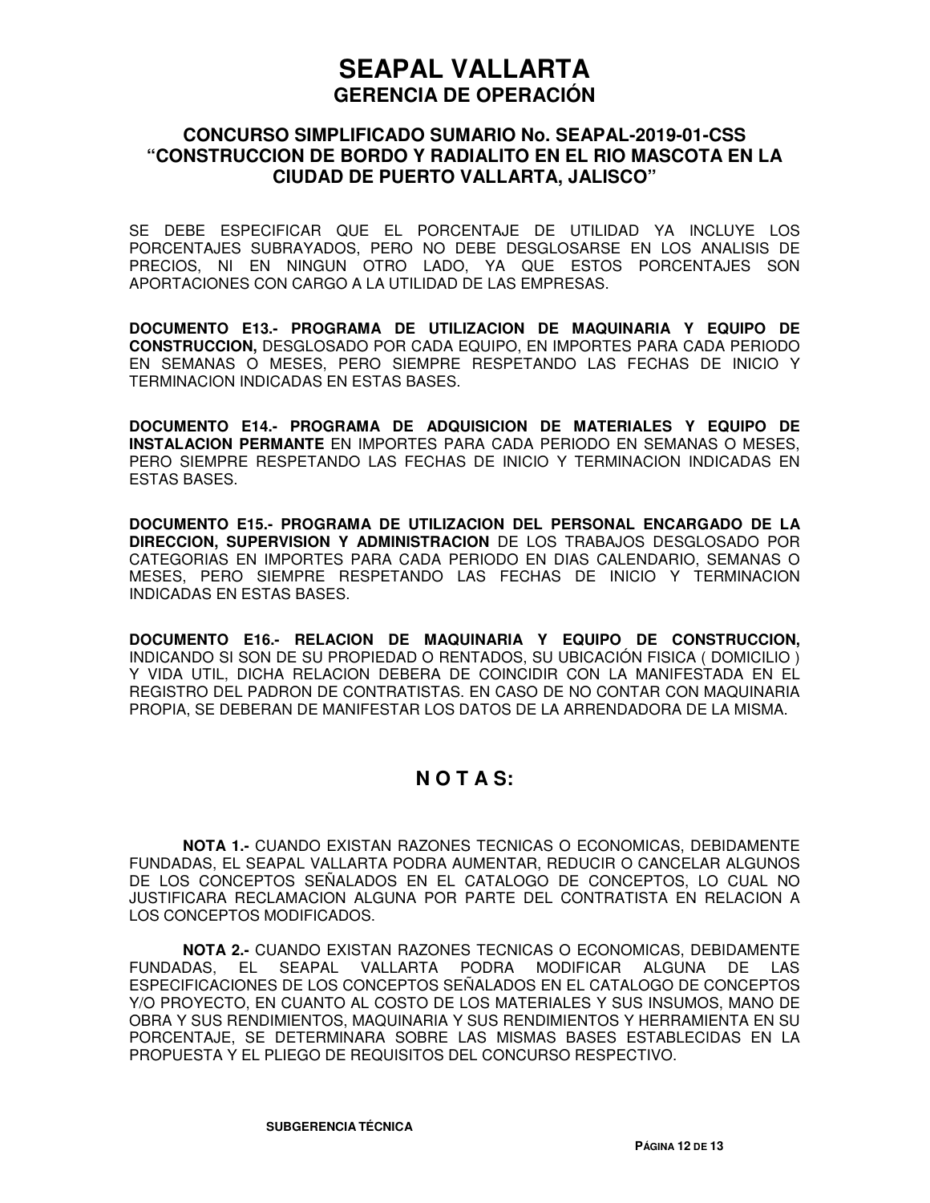SE DEBE ESPECIFICAR QUE EL PORCENTAJE DE UTILIDAD YA INCLUYE LOS PORCENTAJES SUBRAYADOS, PERO NO DEBE DESGLOSARSE EN LOS ANALISIS DE PRECIOS, NI EN NINGUN OTRO LADO, YA QUE ESTOS PORCENTAJES SON APORTACIONES CON CARGO A LA UTILIDAD DE LAS EMPRESAS.

**DOCUMENTO E13.- PROGRAMA DE UTILIZACION DE MAQUINARIA Y EQUIPO DE CONSTRUCCION,** DESGLOSADO POR CADA EQUIPO, EN IMPORTES PARA CADA PERIODO EN SEMANAS O MESES, PERO SIEMPRE RESPETANDO LAS FECHAS DE INICIO Y TERMINACION INDICADAS EN ESTAS BASES.

**DOCUMENTO E14.- PROGRAMA DE ADQUISICION DE MATERIALES Y EQUIPO DE INSTALACION PERMANTE** EN IMPORTES PARA CADA PERIODO EN SEMANAS O MESES, PERO SIEMPRE RESPETANDO LAS FECHAS DE INICIO Y TERMINACION INDICADAS EN ESTAS BASES.

**DOCUMENTO E15.- PROGRAMA DE UTILIZACION DEL PERSONAL ENCARGADO DE LA DIRECCION, SUPERVISION Y ADMINISTRACION** DE LOS TRABAJOS DESGLOSADO POR CATEGORIAS EN IMPORTES PARA CADA PERIODO EN DIAS CALENDARIO, SEMANAS O MESES, PERO SIEMPRE RESPETANDO LAS FECHAS DE INICIO Y TERMINACION INDICADAS EN ESTAS BASES.

**DOCUMENTO E16.- RELACION DE MAQUINARIA Y EQUIPO DE CONSTRUCCION,** INDICANDO SI SON DE SU PROPIEDAD O RENTADOS, SU UBICACIÓN FISICA ( DOMICILIO ) Y VIDA UTIL, DICHA RELACION DEBERA DE COINCIDIR CON LA MANIFESTADA EN EL REGISTRO DEL PADRON DE CONTRATISTAS. EN CASO DE NO CONTAR CON MAQUINARIA PROPIA, SE DEBERAN DE MANIFESTAR LOS DATOS DE LA ARRENDADORA DE LA MISMA.

## N O T A S:

**NOTA 1.-** CUANDO EXISTAN RAZONES TECNICAS O ECONOMICAS, DEBIDAMENTE FUNDADAS, EL SEAPAL VALLARTA PODRA AUMENTAR, REDUCIR O CANCELAR ALGUNOS DE LOS CONCEPTOS SEÑALADOS EN EL CATALOGO DE CONCEPTOS, LO CUAL NO JUSTIFICARA RECLAMACION ALGUNA POR PARTE DEL CONTRATISTA EN RELACION A LOS CONCEPTOS MODIFICADOS.

**NOTA 2.-** CUANDO EXISTAN RAZONES TECNICAS O ECONOMICAS, DEBIDAMENTE FUNDADAS, EL SEAPAL VALLARTA PODRA MODIFICAR ALGUNA DE LAS ESPECIFICACIONES DE LOS CONCEPTOS SEÑALADOS EN EL CATALOGO DE CONCEPTOS Y/O PROYECTO, EN CUANTO AL COSTO DE LOS MATERIALES Y SUS INSUMOS, MANO DE OBRA Y SUS RENDIMIENTOS, MAQUINARIA Y SUS RENDIMIENTOS Y HERRAMIENTA EN SU PORCENTAJE, SE DETERMINARA SOBRE LAS MISMAS BASES ESTABLECIDAS EN LA PROPUESTA Y EL PLIEGO DE REQUISITOS DEL CONCURSO RESPECTIVO.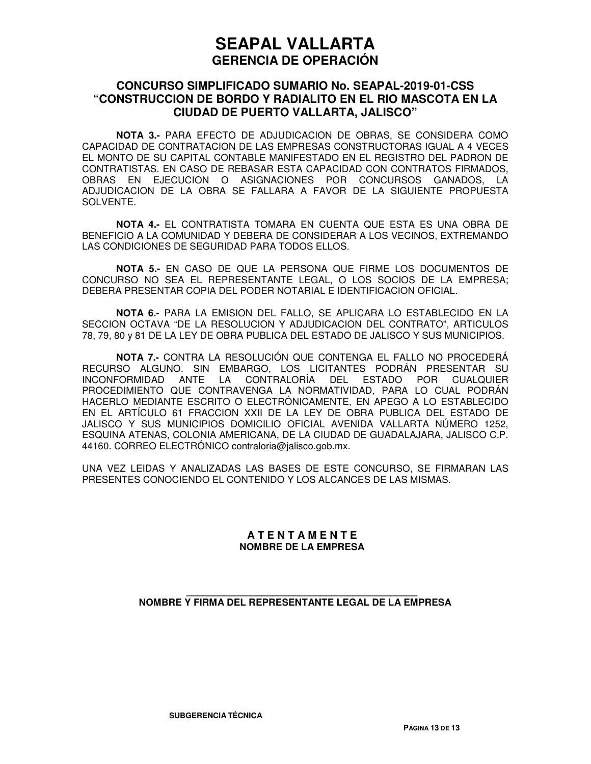# SEAPAL VALLARTA
## GERENCIA DE OPERACIÓN

### CONCURSO SIMPLIFICADO SUMARIO No. SEAPAL-2019-01-CSS “CONSTRUCCION DE BORDO Y RADIALITO EN EL RIO MASCOTA EN LA CIUDAD DE PUERTO VALLARTA, JALISCO”

**NOTA 3.-** PARA EFECTO DE ADJUDICACION DE OBRAS, SE CONSIDERA COMO CAPACIDAD DE CONTRATACION DE LAS EMPRESAS CONSTRUCTORAS IGUAL A 4 VECES EL MONTO DE SU CAPITAL CONTABLE MANIFESTADO EN EL REGISTRO DEL PADRON DE CONTRATISTAS. EN CASO DE REBASAR ESTA CAPACIDAD CON CONTRATOS FIRMADOS, OBRAS EN EJECUCION O ASIGNACIONES POR CONCURSOS GANADOS, LA ADJUDICACION DE LA OBRA SE FALLARA A FAVOR DE LA SIGUIENTE PROPUESTA SOLVENTE.

**NOTA 4.-** EL CONTRATISTA TOMARA EN CUENTA QUE ESTA ES UNA OBRA DE BENEFICIO A LA COMUNIDAD Y DEBERA DE CONSIDERAR A LOS VECINOS, EXTREMANDO LAS CONDICIONES DE SEGURIDAD PARA TODOS ELLOS.

**NOTA 5.-** EN CASO DE QUE LA PERSONA QUE FIRME LOS DOCUMENTOS DE CONCURSO NO SEA EL REPRESENTANTE LEGAL, O LOS SOCIOS DE LA EMPRESA; DEBERA PRESENTAR COPIA DEL PODER NOTARIAL E IDENTIFICACION OFICIAL.

**NOTA 6.-** PARA LA EMISION DEL FALLO, SE APLICARA LO ESTABLECIDO EN LA SECCION OCTAVA “DE LA RESOLUCION Y ADJUDICACION DEL CONTRATO”, ARTICULOS 78, 79, 80 y 81 DE LA LEY DE OBRA PUBLICA DEL ESTADO DE JALISCO Y SUS MUNICIPIOS.

**NOTA 7.-** CONTRA LA RESOLUCIÓN QUE CONTENGA EL FALLO NO PROCEDERÁ RECURSO ALGUNO. SIN EMBARGO, LOS LICITANTES PODRÁN PRESENTAR SU INCONFORMIDAD ANTE LA CONTRALORÍA DEL ESTADO POR CUALQUIER PROCEDIMIENTO QUE CONTRAVENGA LA NORMATIVIDAD, PARA LO CUAL PODRÁN HACERLO MEDIANTE ESCRITO O ELECTRÓNICAMENTE, EN APEGO A LO ESTABLECIDO EN EL ARTÍCULO 61 FRACCION XXII DE LA LEY DE OBRA PUBLICA DEL ESTADO DE JALISCO Y SUS MUNICIPIOS DOMICILIO OFICIAL AVENIDA VALLARTA NÚMERO 1252, ESQUINA ATENAS, COLONIA AMERICANA, DE LA CIUDAD DE GUADALAJARA, JALISCO C.P. 44160. CORREO ELECTRÓNICO contraloria@jalisco.gob.mx.

UNA VEZ LEIDAS Y ANALIZADAS LAS BASES DE ESTE CONCURSO, SE FIRMARAN LAS PRESENTES CONOCIENDO EL CONTENIDO Y LOS ALCANCES DE LAS MISMAS.

**A T E N T A M E N T E**
**NOMBRE DE LA EMPRESA**

\_\_\_\_\_\_\_\_\_\_\_\_\_\_\_\_\_\_\_\_\_\_\_\_\_\_\_\_\_\_\_\_\_\_\_\_\_\_\_\_\_\_\_\_\_\_
**NOMBRE Y FIRMA DEL REPRESENTANTE LEGAL DE LA EMPRESA**

**SUBGERENCIA TÉCNICA**